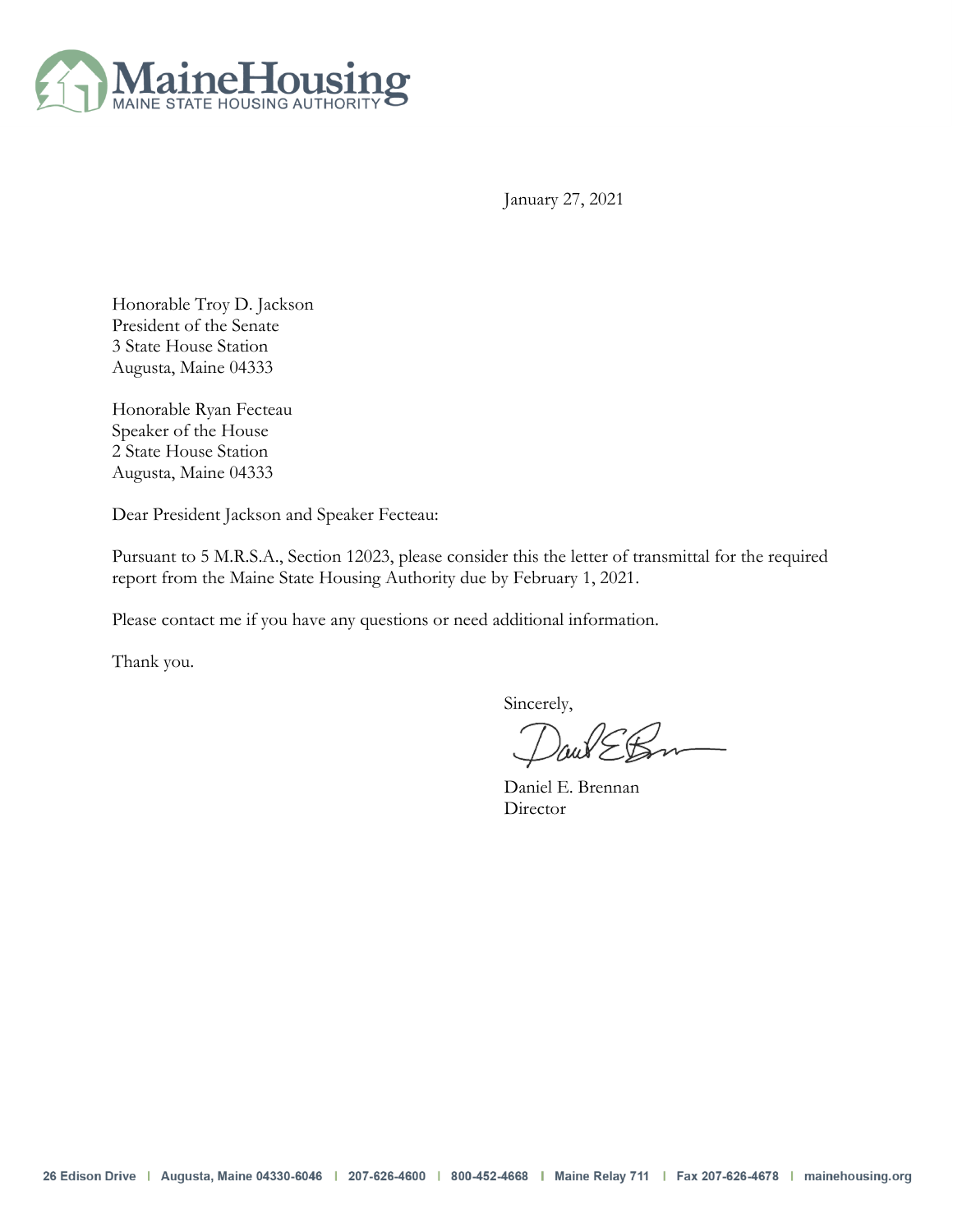**MaineHousing**
MAINE STATE HOUSING AUTHORITY

January 27, 2021

Honorable Troy D. Jackson
President of the Senate
3 State House Station
Augusta, Maine 04333

Honorable Ryan Fecteau
Speaker of the House
2 State House Station
Augusta, Maine 04333

Dear President Jackson and Speaker Fecteau:

Pursuant to 5 M.R.S.A., Section 12023, please consider this the letter of transmittal for the required report from the Maine State Housing Authority due by February 1, 2021.

Please contact me if you have any questions or need additional information.

Thank you.

Sincerely,

Daniel E. Brennan
Director

26 Edison Drive | Augusta, Maine 04330-6046 | 207-626-4600 | 800-452-4668 | Maine Relay 711 | Fax 207-626-4678 | mainehousing.org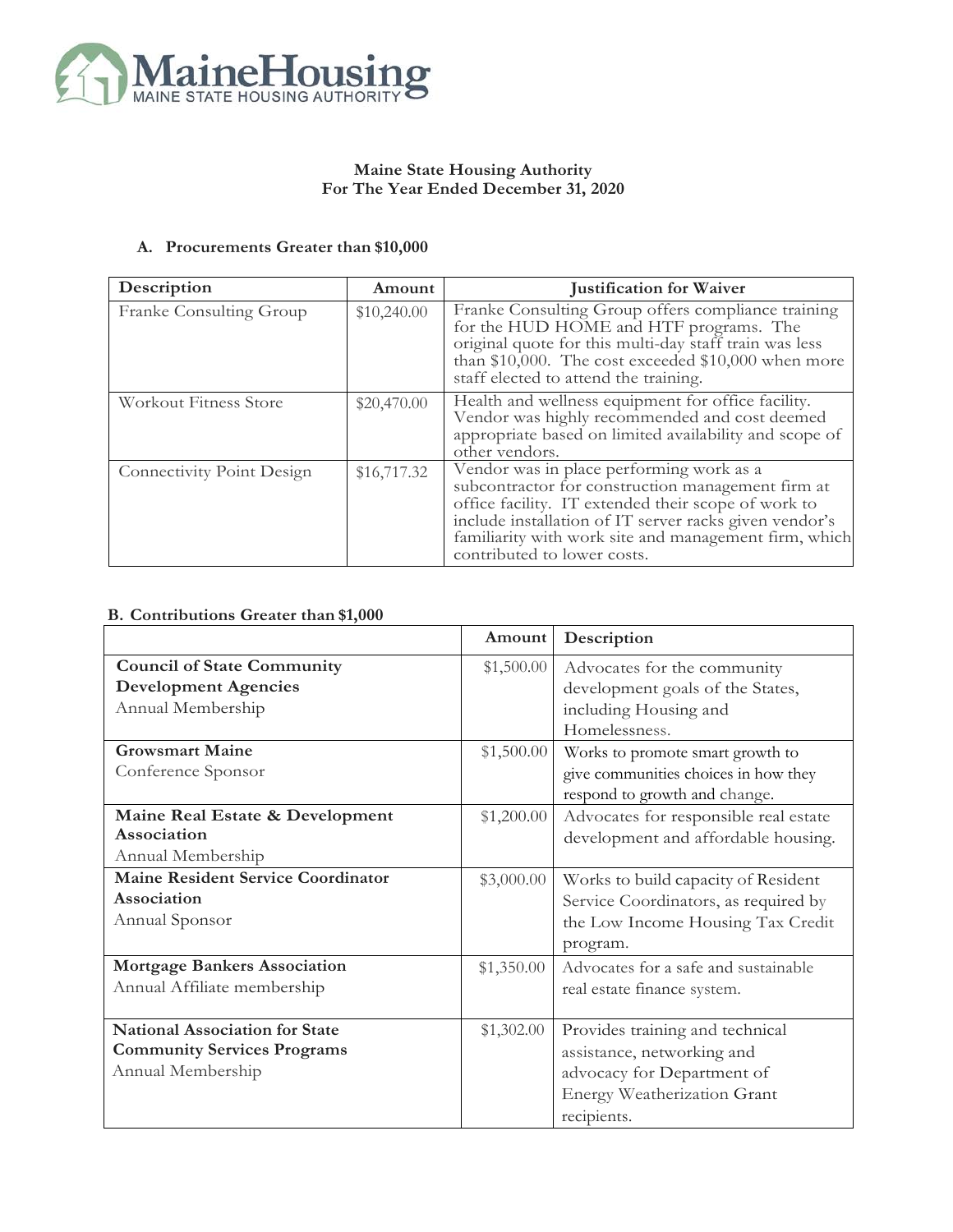MaineHousing
MAINE STATE HOUSING AUTHORITY

**Maine State Housing Authority**
**For The Year Ended December 31, 2020**

### A. Procurements Greater than $10,000

| Description | Amount | Justification for Waiver |
|---|---|---|
| Franke Consulting Group | $10,240.00 | Franke Consulting Group offers compliance training for the HUD HOME and HTF programs. The original quote for this multi-day staff train was less than $10,000. The cost exceeded $10,000 when more staff elected to attend the training. |
| Workout Fitness Store | $20,470.00 | Health and wellness equipment for office facility. Vendor was highly recommended and cost deemed appropriate based on limited availability and scope of other vendors. |
| Connectivity Point Design | $16,717.32 | Vendor was in place performing work as a subcontractor for construction management firm at office facility. IT extended their scope of work to include installation of IT server racks given vendor's familiarity with work site and management firm, which contributed to lower costs. |

### B. Contributions Greater than $1,000

| | Amount | Description |
|---|---|---|
| **Council of State Community Development Agencies** Annual Membership | $1,500.00 | Advocates for the community development goals of the States, including Housing and Homelessness. |
| **Growsmart Maine** Conference Sponsor | $1,500.00 | Works to promote smart growth to give communities choices in how they respond to growth and change. |
| **Maine Real Estate & Development Association** Annual Membership | $1,200.00 | Advocates for responsible real estate development and affordable housing. |
| **Maine Resident Service Coordinator Association** Annual Sponsor | $3,000.00 | Works to build capacity of Resident Service Coordinators, as required by the Low Income Housing Tax Credit program. |
| **Mortgage Bankers Association** Annual Affiliate membership | $1,350.00 | Advocates for a safe and sustainable real estate finance system. |
| **National Association for State Community Services Programs** Annual Membership | $1,302.00 | Provides training and technical assistance, networking and advocacy for Department of Energy Weatherization Grant recipients. |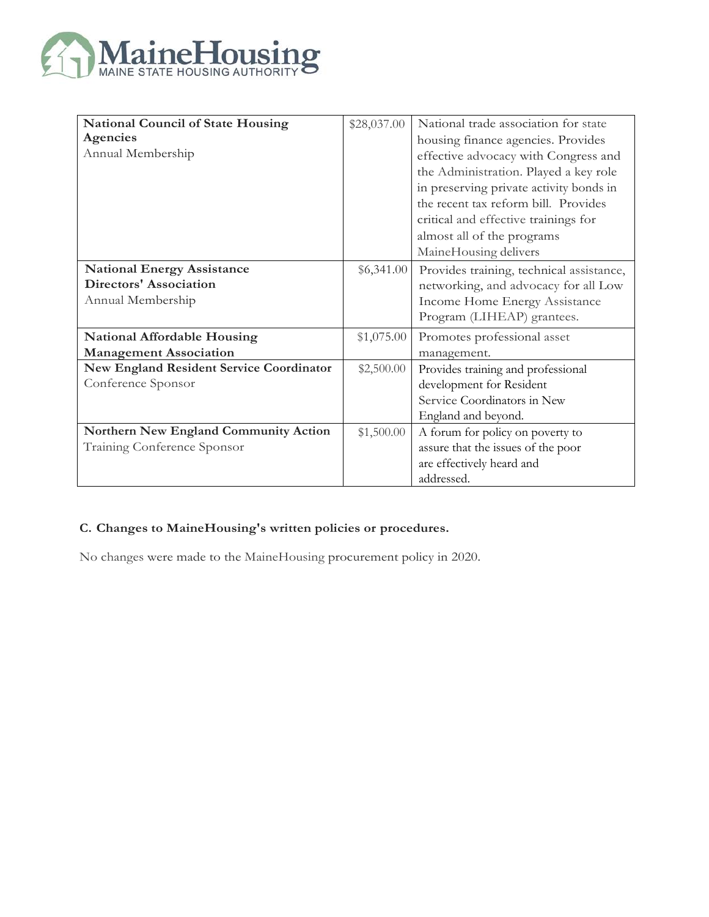| | | |
|---|---|---|
| **National Council of State Housing Agencies** Annual Membership | $28,037.00 | National trade association for state housing finance agencies. Provides effective advocacy with Congress and the Administration. Played a key role in preserving private activity bonds in the recent tax reform bill. Provides critical and effective trainings for almost all of the programs MaineHousing delivers |
| **National Energy Assistance Directors' Association** Annual Membership | $6,341.00 | Provides training, technical assistance, networking, and advocacy for all Low Income Home Energy Assistance Program (LIHEAP) grantees. |
| **National Affordable Housing Management Association** | $1,075.00 | Promotes professional asset management. |
| **New England Resident Service Coordinator** Conference Sponsor | $2,500.00 | Provides training and professional development for Resident Service Coordinators in New England and beyond. |
| **Northern New England Community Action** Training Conference Sponsor | $1,500.00 | A forum for policy on poverty to assure that the issues of the poor are effectively heard and addressed. |

### C. Changes to MaineHousing's written policies or procedures.

No changes were made to the MaineHousing procurement policy in 2020.